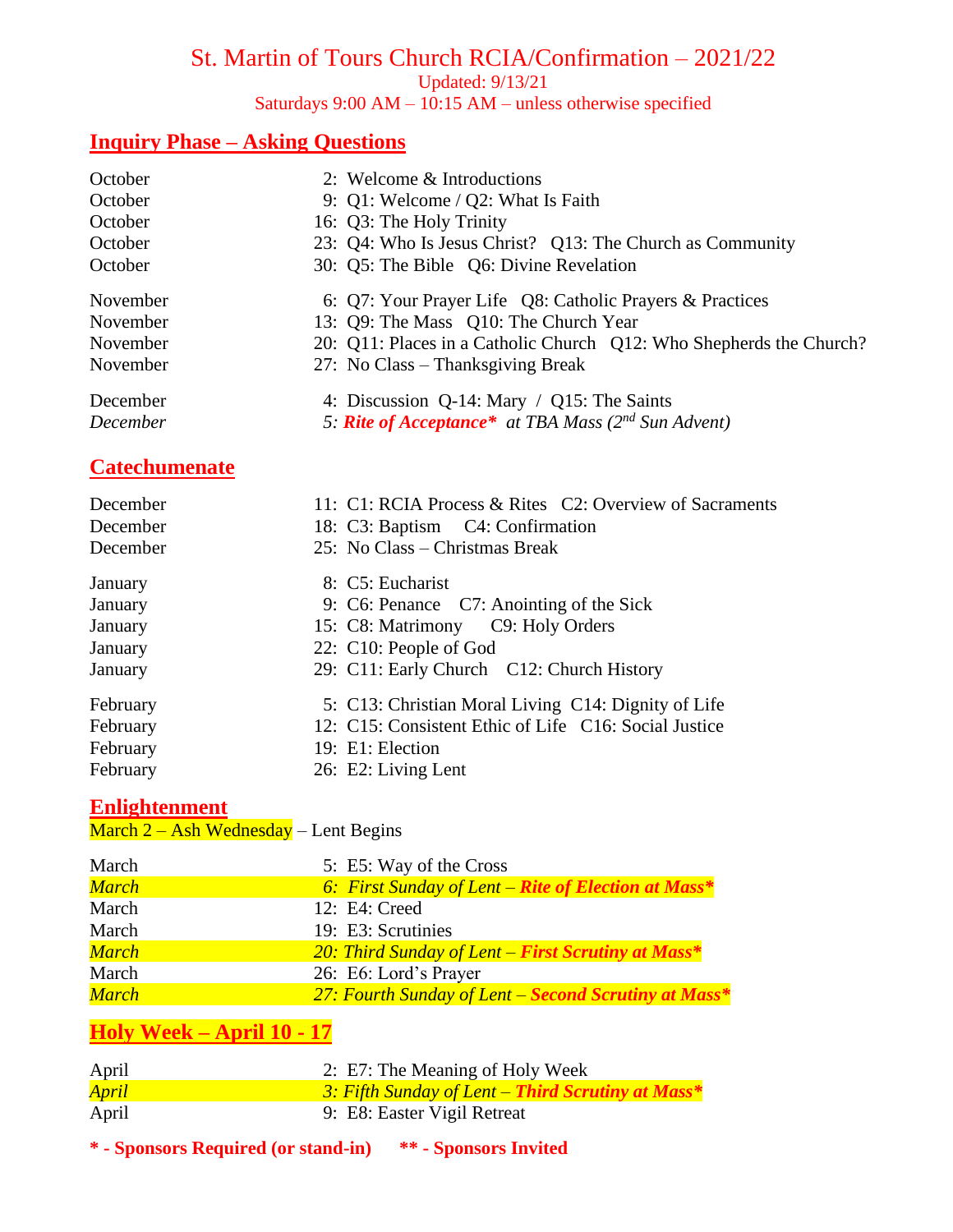# St. Martin of Tours Church RCIA/Confirmation – 2021/22

Updated: 9/13/21

Saturdays 9:00 AM – 10:15 AM – unless otherwise specified

## Inquiry Phase – Asking Questions

| | |
|---|---|
| October | 2: Welcome & Introductions |
| October | 9: Q1: Welcome / Q2: What Is Faith |
| October | 16: Q3: The Holy Trinity |
| October | 23: Q4: Who Is Jesus Christ? Q13: The Church as Community |
| October | 30: Q5: The Bible Q6: Divine Revelation |
| November | 6: Q7: Your Prayer Life Q8: Catholic Prayers & Practices |
| November | 13: Q9: The Mass Q10: The Church Year |
| November | 20: Q11: Places in a Catholic Church Q12: Who Shepherds the Church? |
| November | 27: No Class – Thanksgiving Break |
| December | 4: Discussion Q-14: Mary / Q15: The Saints |
| *December* | *5: **Rite of Acceptance**\* at TBA Mass (2nd Sun Advent)* |

## Catechumenate

| | |
|---|---|
| December | 11: C1: RCIA Process & Rites C2: Overview of Sacraments |
| December | 18: C3: Baptism C4: Confirmation |
| December | 25: No Class – Christmas Break |
| January | 8: C5: Eucharist |
| January | 9: C6: Penance C7: Anointing of the Sick |
| January | 15: C8: Matrimony C9: Holy Orders |
| January | 22: C10: People of God |
| January | 29: C11: Early Church C12: Church History |
| February | 5: C13: Christian Moral Living C14: Dignity of Life |
| February | 12: C15: Consistent Ethic of Life C16: Social Justice |
| February | 19: E1: Election |
| February | 26: E2: Living Lent |

## Enlightenment

March 2 – Ash Wednesday – Lent Begins

| | |
|---|---|
| March | 5: E5: Way of the Cross |
| *March* | *6: First Sunday of Lent – **Rite of Election at Mass**\** |
| March | 12: E4: Creed |
| March | 19: E3: Scrutinies |
| *March* | *20: Third Sunday of Lent – **First Scrutiny at Mass**\** |
| March | 26: E6: Lord's Prayer |
| *March* | *27: Fourth Sunday of Lent – **Second Scrutiny at Mass**\** |

## Holy Week – April 10 - 17

| | |
|---|---|
| April | 2: E7: The Meaning of Holy Week |
| *April* | *3: Fifth Sunday of Lent – **Third Scrutiny at Mass**\** |
| April | 9: E8: Easter Vigil Retreat |

**\* - Sponsors Required (or stand-in)** **\*\* - Sponsors Invited**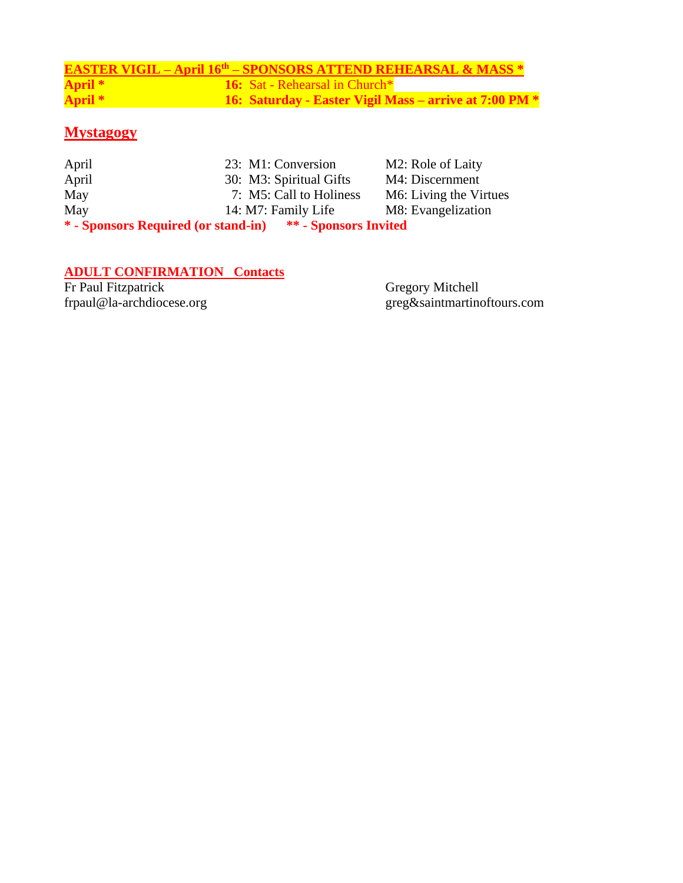**EASTER VIGIL – April 16th – SPONSORS ATTEND REHEARSAL & MASS ***

| | | |
|---|---|---|
| **April *** | **16:** Sat - Rehearsal in Church* | |
| **April *** | **16: Saturday - Easter Vigil Mass – arrive at 7:00 PM *** | |

## Mystagogy

| | | |
|---|---|---|
| April | 23: M1: Conversion | M2: Role of Laity |
| April | 30: M3: Spiritual Gifts | M4: Discernment |
| May | 7: M5: Call to Holiness | M6: Living the Virtues |
| May | 14: M7: Family Life | M8: Evangelization |

**\* - Sponsors Required (or stand-in)** **** - Sponsors Invited**

**ADULT CONFIRMATION Contacts**

Fr Paul Fitzpatrick
frpaul@la-archdiocese.org

Gregory Mitchell
greg&saintmartinoftours.com